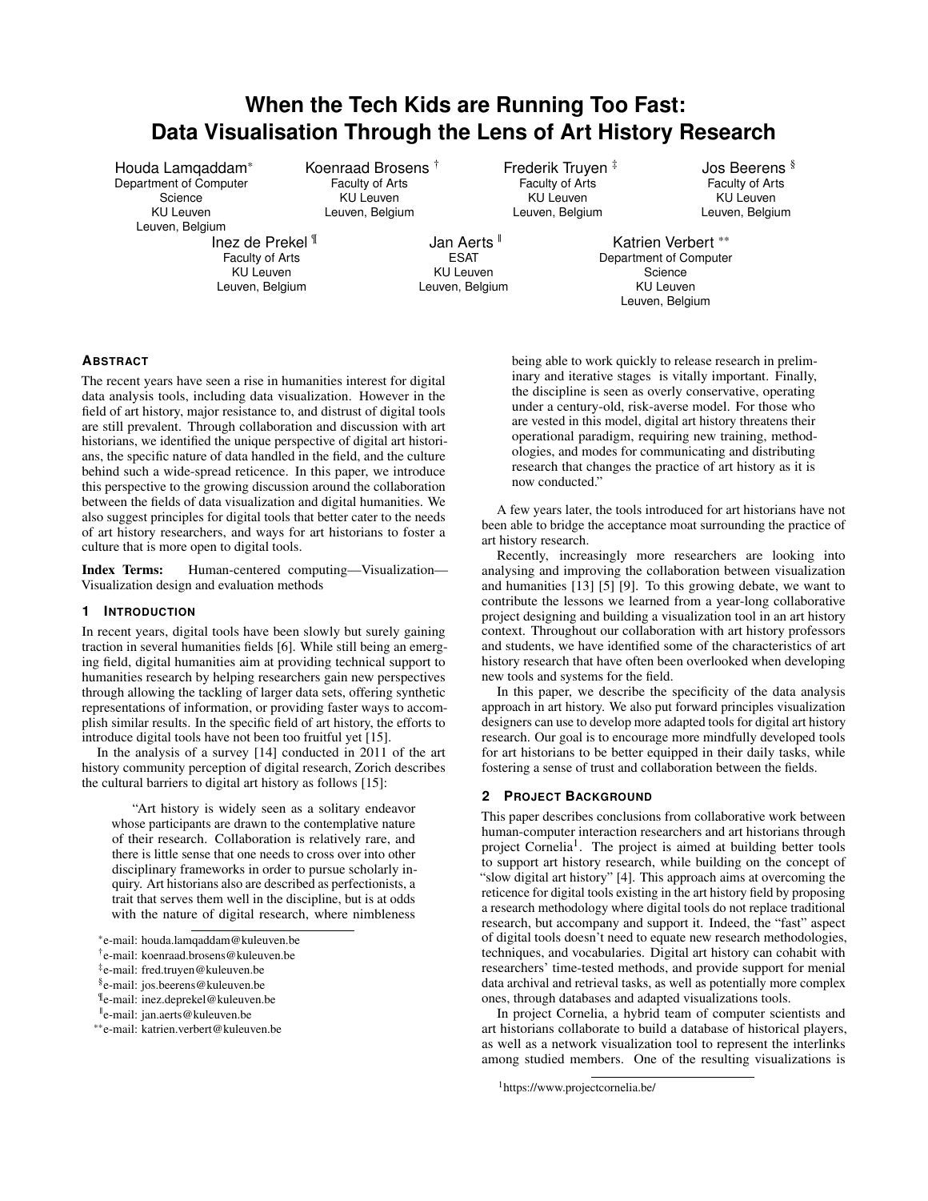# When the Tech Kids are Running Too Fast: Data Visualisation Through the Lens of Art History Research

Houda Lamqaddam* — Department of Computer Science, KU Leuven, Leuven, Belgium

Koenraad Brosens † — Faculty of Arts, KU Leuven, Leuven, Belgium

Frederik Truyen ‡ — Faculty of Arts, KU Leuven, Leuven, Belgium

Jos Beerens § — Faculty of Arts, KU Leuven, Leuven, Belgium

Inez de Prekel ¶ — Faculty of Arts, KU Leuven, Leuven, Belgium

Jan Aerts ‖ — ESAT, KU Leuven, Leuven, Belgium

Katrien Verbert ** — Department of Computer Science, KU Leuven, Leuven, Belgium

## Abstract

The recent years have seen a rise in humanities interest for digital data analysis tools, including data visualization. However in the field of art history, major resistance to, and distrust of digital tools are still prevalent. Through collaboration and discussion with art historians, we identified the unique perspective of digital art historians, the specific nature of data handled in the field, and the culture behind such a wide-spread reticence. In this paper, we introduce this perspective to the growing discussion around the collaboration between the fields of data visualization and digital humanities. We also suggest principles for digital tools that better cater to the needs of art history researchers, and ways for art historians to foster a culture that is more open to digital tools.

**Index Terms:** Human-centered computing—Visualization—Visualization design and evaluation methods

## 1 Introduction

In recent years, digital tools have been slowly but surely gaining traction in several humanities fields [6]. While still being an emerging field, digital humanities aim at providing technical support to humanities research by helping researchers gain new perspectives through allowing the tackling of larger data sets, offering synthetic representations of information, or providing faster ways to accomplish similar results. In the specific field of art history, the efforts to introduce digital tools have not been too fruitful yet [15].

In the analysis of a survey [14] conducted in 2011 of the art history community perception of digital research, Zorich describes the cultural barriers to digital art history as follows [15]:

> "Art history is widely seen as a solitary endeavor whose participants are drawn to the contemplative nature of their research. Collaboration is relatively rare, and there is little sense that one needs to cross over into other disciplinary frameworks in order to pursue scholarly inquiry. Art historians also are described as perfectionists, a trait that serves them well in the discipline, but is at odds with the nature of digital research, where nimbleness being able to work quickly to release research in preliminary and iterative stages is vitally important. Finally, the discipline is seen as overly conservative, operating under a century-old, risk-averse model. For those who are vested in this model, digital art history threatens their operational paradigm, requiring new training, methodologies, and modes for communicating and distributing research that changes the practice of art history as it is now conducted."

A few years later, the tools introduced for art historians have not been able to bridge the acceptance moat surrounding the practice of art history research.

Recently, increasingly more researchers are looking into analysing and improving the collaboration between visualization and humanities [13] [5] [9]. To this growing debate, we want to contribute the lessons we learned from a year-long collaborative project designing and building a visualization tool in an art history context. Throughout our collaboration with art history professors and students, we have identified some of the characteristics of art history research that have often been overlooked when developing new tools and systems for the field.

In this paper, we describe the specificity of the data analysis approach in art history. We also put forward principles visualization designers can use to develop more adapted tools for digital art history research. Our goal is to encourage more mindfully developed tools for art historians to be better equipped in their daily tasks, while fostering a sense of trust and collaboration between the fields.

## 2 Project Background

This paper describes conclusions from collaborative work between human-computer interaction researchers and art historians through project Cornelia[1]. The project is aimed at building better tools to support art history research, while building on the concept of "slow digital art history" [4]. This approach aims at overcoming the reticence for digital tools existing in the art history field by proposing a research methodology where digital tools do not replace traditional research, but accompany and support it. Indeed, the "fast" aspect of digital tools doesn't need to equate new research methodologies, techniques, and vocabularies. Digital art history can cohabit with researchers' time-tested methods, and provide support for menial data archival and retrieval tasks, as well as potentially more complex ones, through databases and adapted visualizations tools.

In project Cornelia, a hybrid team of computer scientists and art historians collaborate to build a database of historical players, as well as a network visualization tool to represent the interlinks among studied members. One of the resulting visualizations is

---

*e-mail: houda.lamqaddam@kuleuven.be

†e-mail: koenraad.brosens@kuleuven.be

‡e-mail: fred.truyen@kuleuven.be

§e-mail: jos.beerens@kuleuven.be

¶e-mail: inez.deprekel@kuleuven.be

‖e-mail: jan.aerts@kuleuven.be

**e-mail: katrien.verbert@kuleuven.be

[1] https://www.projectcornelia.be/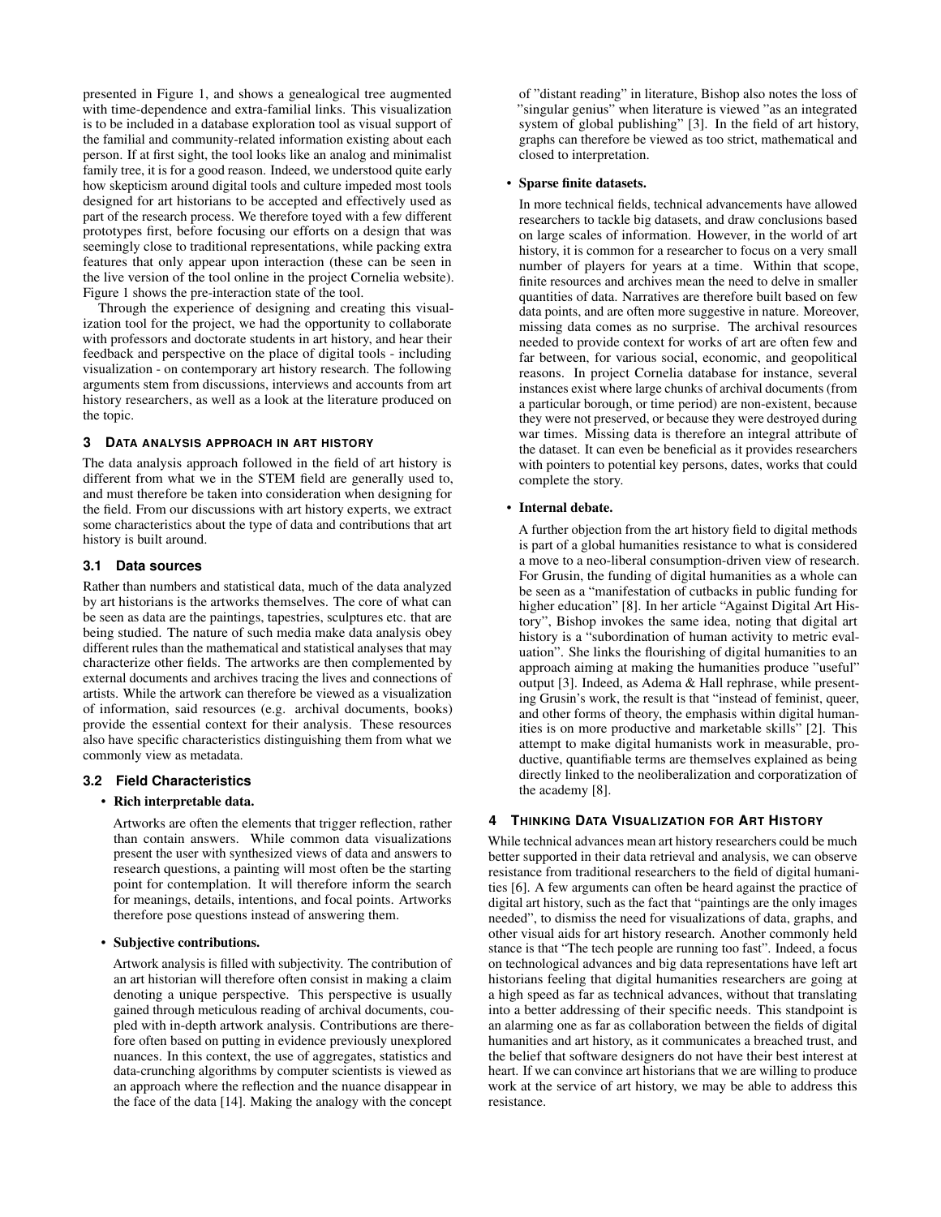presented in Figure 1, and shows a genealogical tree augmented with time-dependence and extra-familial links. This visualization is to be included in a database exploration tool as visual support of the familial and community-related information existing about each person. If at first sight, the tool looks like an analog and minimalist family tree, it is for a good reason. Indeed, we understood quite early how skepticism around digital tools and culture impeded most tools designed for art historians to be accepted and effectively used as part of the research process. We therefore toyed with a few different prototypes first, before focusing our efforts on a design that was seemingly close to traditional representations, while packing extra features that only appear upon interaction (these can be seen in the live version of the tool online in the project Cornelia website). Figure 1 shows the pre-interaction state of the tool.

Through the experience of designing and creating this visualization tool for the project, we had the opportunity to collaborate with professors and doctorate students in art history, and hear their feedback and perspective on the place of digital tools - including visualization - on contemporary art history research. The following arguments stem from discussions, interviews and accounts from art history researchers, as well as a look at the literature produced on the topic.

## 3 Data analysis approach in art history

The data analysis approach followed in the field of art history is different from what we in the STEM field are generally used to, and must therefore be taken into consideration when designing for the field. From our discussions with art history experts, we extract some characteristics about the type of data and contributions that art history is built around.

### 3.1 Data sources

Rather than numbers and statistical data, much of the data analyzed by art historians is the artworks themselves. The core of what can be seen as data are the paintings, tapestries, sculptures etc. that are being studied. The nature of such media make data analysis obey different rules than the mathematical and statistical analyses that may characterize other fields. The artworks are then complemented by external documents and archives tracing the lives and connections of artists. While the artwork can therefore be viewed as a visualization of information, said resources (e.g. archival documents, books) provide the essential context for their analysis. These resources also have specific characteristics distinguishing them from what we commonly view as metadata.

### 3.2 Field Characteristics

- **Rich interpretable data.**

  Artworks are often the elements that trigger reflection, rather than contain answers. While common data visualizations present the user with synthesized views of data and answers to research questions, a painting will most often be the starting point for contemplation. It will therefore inform the search for meanings, details, intentions, and focal points. Artworks therefore pose questions instead of answering them.

- **Subjective contributions.**

  Artwork analysis is filled with subjectivity. The contribution of an art historian will therefore often consist in making a claim denoting a unique perspective. This perspective is usually gained through meticulous reading of archival documents, coupled with in-depth artwork analysis. Contributions are therefore often based on putting in evidence previously unexplored nuances. In this context, the use of aggregates, statistics and data-crunching algorithms by computer scientists is viewed as an approach where the reflection and the nuance disappear in the face of the data [14]. Making the analogy with the concept of "distant reading" in literature, Bishop also notes the loss of "singular genius" when literature is viewed "as an integrated system of global publishing" [3]. In the field of art history, graphs can therefore be viewed as too strict, mathematical and closed to interpretation.

- **Sparse finite datasets.**

  In more technical fields, technical advancements have allowed researchers to tackle big datasets, and draw conclusions based on large scales of information. However, in the world of art history, it is common for a researcher to focus on a very small number of players for years at a time. Within that scope, finite resources and archives mean the need to delve in smaller quantities of data. Narratives are therefore built based on few data points, and are often more suggestive in nature. Moreover, missing data comes as no surprise. The archival resources needed to provide context for works of art are often few and far between, for various social, economic, and geopolitical reasons. In project Cornelia database for instance, several instances exist where large chunks of archival documents (from a particular borough, or time period) are non-existent, because they were not preserved, or because they were destroyed during war times. Missing data is therefore an integral attribute of the dataset. It can even be beneficial as it provides researchers with pointers to potential key persons, dates, works that could complete the story.

- **Internal debate.**

  A further objection from the art history field to digital methods is part of a global humanities resistance to what is considered a move to a neo-liberal consumption-driven view of research. For Grusin, the funding of digital humanities as a whole can be seen as a "manifestation of cutbacks in public funding for higher education" [8]. In her article "Against Digital Art History", Bishop invokes the same idea, noting that digital art history is a "subordination of human activity to metric evaluation". She links the flourishing of digital humanities to an approach aiming at making the humanities produce "useful" output [3]. Indeed, as Adema & Hall rephrase, while presenting Grusin's work, the result is that "instead of feminist, queer, and other forms of theory, the emphasis within digital humanities is on more productive and marketable skills" [2]. This attempt to make digital humanists work in measurable, productive, quantifiable terms are themselves explained as being directly linked to the neoliberalization and corporatization of the academy [8].

## 4 Thinking Data Visualization for Art History

While technical advances mean art history researchers could be much better supported in their data retrieval and analysis, we can observe resistance from traditional researchers to the field of digital humanities [6]. A few arguments can often be heard against the practice of digital art history, such as the fact that "paintings are the only images needed", to dismiss the need for visualizations of data, graphs, and other visual aids for art history research. Another commonly held stance is that "The tech people are running too fast". Indeed, a focus on technological advances and big data representations have left art historians feeling that digital humanities researchers are going at a high speed as far as technical advances, without that translating into a better addressing of their specific needs. This standpoint is an alarming one as far as collaboration between the fields of digital humanities and art history, as it communicates a breached trust, and the belief that software designers do not have their best interest at heart. If we can convince art historians that we are willing to produce work at the service of art history, we may be able to address this resistance.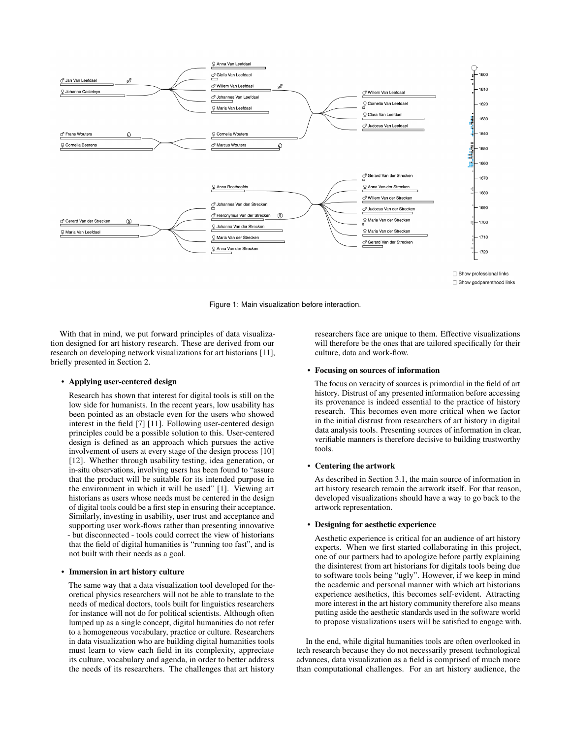Figure 1: Main visualization before interaction.

With that in mind, we put forward principles of data visualization designed for art history research. These are derived from our research on developing network visualizations for art historians [11], briefly presented in Section 2.

- **Applying user-centered design**

  Research has shown that interest for digital tools is still on the low side for humanists. In the recent years, low usability has been pointed as an obstacle even for the users who showed interest in the field [7] [11]. Following user-centered design principles could be a possible solution to this. User-centered design is defined as an approach which pursues the active involvement of users at every stage of the design process [10] [12]. Whether through usability testing, idea generation, or in-situ observations, involving users has been found to "assure that the product will be suitable for its intended purpose in the environment in which it will be used" [1]. Viewing art historians as users whose needs must be centered in the design of digital tools could be a first step in ensuring their acceptance. Similarly, investing in usability, user trust and acceptance and supporting user work-flows rather than presenting innovative - but disconnected - tools could correct the view of historians that the field of digital humanities is "running too fast", and is not built with their needs as a goal.

- **Immersion in art history culture**

  The same way that a data visualization tool developed for theoretical physics researchers will not be able to translate to the needs of medical doctors, tools built for linguistics researchers for instance will not do for political scientists. Although often lumped up as a single concept, digital humanities do not refer to a homogeneous vocabulary, practice or culture. Researchers in data visualization who are building digital humanities tools must learn to view each field in its complexity, appreciate its culture, vocabulary and agenda, in order to better address the needs of its researchers. The challenges that art history researchers face are unique to them. Effective visualizations will therefore be the ones that are tailored specifically for their culture, data and work-flow.

- **Focusing on sources of information**

  The focus on veracity of sources is primordial in the field of art history. Distrust of any presented information before accessing its provenance is indeed essential to the practice of history research. This becomes even more critical when we factor in the initial distrust from researchers of art history in digital data analysis tools. Presenting sources of information in clear, verifiable manners is therefore decisive to building trustworthy tools.

- **Centering the artwork**

  As described in Section 3.1, the main source of information in art history research remain the artwork itself. For that reason, developed visualizations should have a way to go back to the artwork representation.

- **Designing for aesthetic experience**

  Aesthetic experience is critical for an audience of art history experts. When we first started collaborating in this project, one of our partners had to apologize before partly explaining the disinterest from art historians for digitals tools being due to software tools being "ugly". However, if we keep in mind the academic and personal manner with which art historians experience aesthetics, this becomes self-evident. Attracting more interest in the art history community therefore also means putting aside the aesthetic standards used in the software world to propose visualizations users will be satisfied to engage with.

In the end, while digital humanities tools are often overlooked in tech research because they do not necessarily present technological advances, data visualization as a field is comprised of much more than computational challenges. For an art history audience, the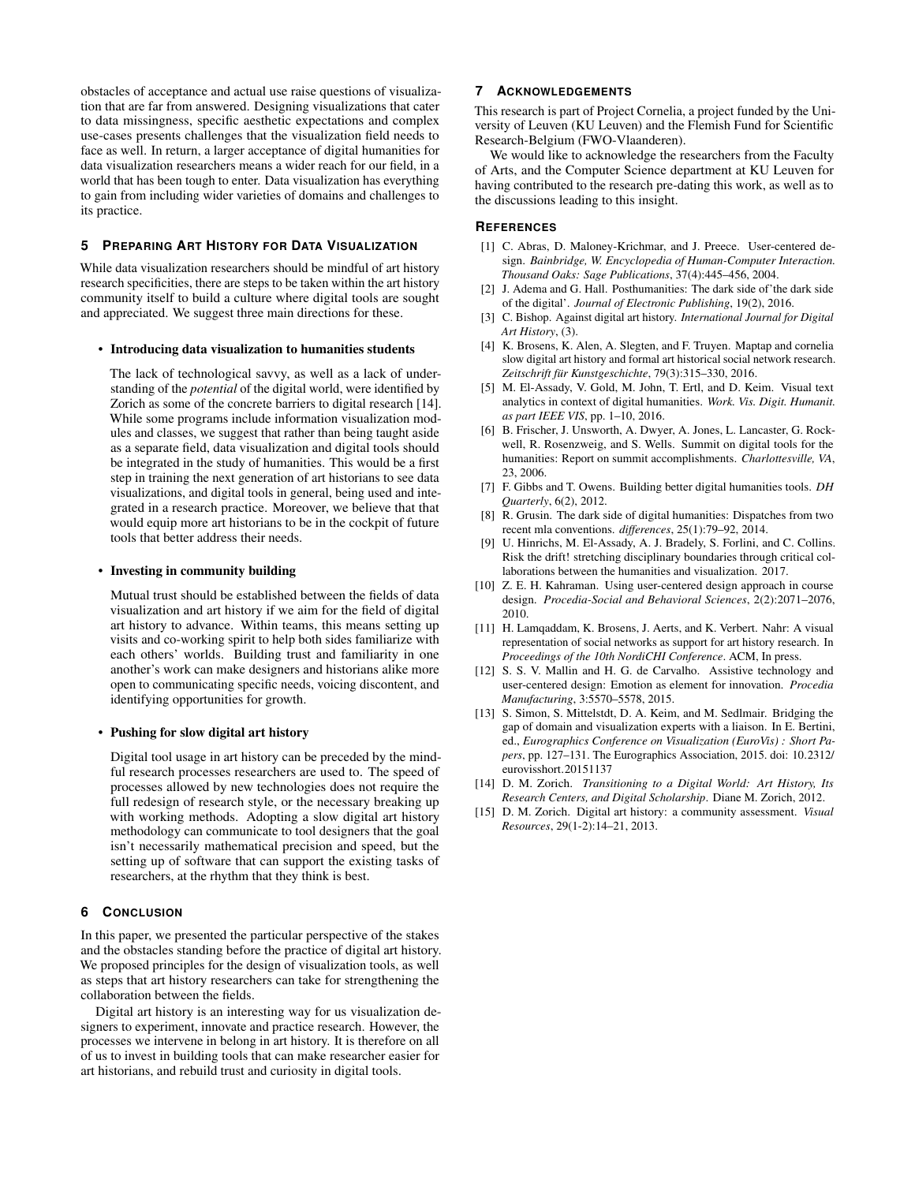obstacles of acceptance and actual use raise questions of visualization that are far from answered. Designing visualizations that cater to data missingness, specific aesthetic expectations and complex use-cases presents challenges that the visualization field needs to face as well. In return, a larger acceptance of digital humanities for data visualization researchers means a wider reach for our field, in a world that has been tough to enter. Data visualization has everything to gain from including wider varieties of domains and challenges to its practice.

## 5 Preparing Art History for Data Visualization

While data visualization researchers should be mindful of art history research specificities, there are steps to be taken within the art history community itself to build a culture where digital tools are sought and appreciated. We suggest three main directions for these.

- **Introducing data visualization to humanities students**

  The lack of technological savvy, as well as a lack of understanding of the *potential* of the digital world, were identified by Zorich as some of the concrete barriers to digital research [14]. While some programs include information visualization modules and classes, we suggest that rather than being taught aside as a separate field, data visualization and digital tools should be integrated in the study of humanities. This would be a first step in training the next generation of art historians to see data visualizations, and digital tools in general, being used and integrated in a research practice. Moreover, we believe that that would equip more art historians to be in the cockpit of future tools that better address their needs.

- **Investing in community building**

  Mutual trust should be established between the fields of data visualization and art history if we aim for the field of digital art history to advance. Within teams, this means setting up visits and co-working spirit to help both sides familiarize with each others' worlds. Building trust and familiarity in one another's work can make designers and historians alike more open to communicating specific needs, voicing discontent, and identifying opportunities for growth.

- **Pushing for slow digital art history**

  Digital tool usage in art history can be preceded by the mindful research processes researchers are used to. The speed of processes allowed by new technologies does not require the full redesign of research style, or the necessary breaking up with working methods. Adopting a slow digital art history methodology can communicate to tool designers that the goal isn't necessarily mathematical precision and speed, but the setting up of software that can support the existing tasks of researchers, at the rhythm that they think is best.

## 6 Conclusion

In this paper, we presented the particular perspective of the stakes and the obstacles standing before the practice of digital art history. We proposed principles for the design of visualization tools, as well as steps that art history researchers can take for strengthening the collaboration between the fields.

Digital art history is an interesting way for us visualization designers to experiment, innovate and practice research. However, the processes we intervene in belong in art history. It is therefore on all of us to invest in building tools that can make researcher easier for art historians, and rebuild trust and curiosity in digital tools.

## 7 Acknowledgements

This research is part of Project Cornelia, a project funded by the University of Leuven (KU Leuven) and the Flemish Fund for Scientific Research-Belgium (FWO-Vlaanderen).

We would like to acknowledge the researchers from the Faculty of Arts, and the Computer Science department at KU Leuven for having contributed to the research pre-dating this work, as well as to the discussions leading to this insight.

## References

[1] C. Abras, D. Maloney-Krichmar, and J. Preece. User-centered design. *Bainbridge, W. Encyclopedia of Human-Computer Interaction. Thousand Oaks: Sage Publications*, 37(4):445–456, 2004.

[2] J. Adema and G. Hall. Posthumanities: The dark side of'the dark side of the digital'. *Journal of Electronic Publishing*, 19(2), 2016.

[3] C. Bishop. Against digital art history. *International Journal for Digital Art History*, (3).

[4] K. Brosens, K. Alen, A. Slegten, and F. Truyen. Maptap and cornelia slow digital art history and formal art historical social network research. *Zeitschrift für Kunstgeschichte*, 79(3):315–330, 2016.

[5] M. El-Assady, V. Gold, M. John, T. Ertl, and D. Keim. Visual text analytics in context of digital humanities. *Work. Vis. Digit. Humanit. as part IEEE VIS*, pp. 1–10, 2016.

[6] B. Frischer, J. Unsworth, A. Dwyer, A. Jones, L. Lancaster, G. Rockwell, R. Rosenzweig, and S. Wells. Summit on digital tools for the humanities: Report on summit accomplishments. *Charlottesville, VA*, 23, 2006.

[7] F. Gibbs and T. Owens. Building better digital humanities tools. *DH Quarterly*, 6(2), 2012.

[8] R. Grusin. The dark side of digital humanities: Dispatches from two recent mla conventions. *differences*, 25(1):79–92, 2014.

[9] U. Hinrichs, M. El-Assady, A. J. Bradely, S. Forlini, and C. Collins. Risk the drift! stretching disciplinary boundaries through critical collaborations between the humanities and visualization. 2017.

[10] Z. E. H. Kahraman. Using user-centered design approach in course design. *Procedia-Social and Behavioral Sciences*, 2(2):2071–2076, 2010.

[11] H. Lamqaddam, K. Brosens, J. Aerts, and K. Verbert. Nahr: A visual representation of social networks as support for art history research. In *Proceedings of the 10th NordiCHI Conference*. ACM, In press.

[12] S. S. V. Mallin and H. G. de Carvalho. Assistive technology and user-centered design: Emotion as element for innovation. *Procedia Manufacturing*, 3:5570–5578, 2015.

[13] S. Simon, S. Mittelstdt, D. A. Keim, and M. Sedlmair. Bridging the gap of domain and visualization experts with a liaison. In E. Bertini, ed., *Eurographics Conference on Visualization (EuroVis) : Short Papers*, pp. 127–131. The Eurographics Association, 2015. doi: 10.2312/eurovisshort.20151137

[14] D. M. Zorich. *Transitioning to a Digital World: Art History, Its Research Centers, and Digital Scholarship*. Diane M. Zorich, 2012.

[15] D. M. Zorich. Digital art history: a community assessment. *Visual Resources*, 29(1-2):14–21, 2013.